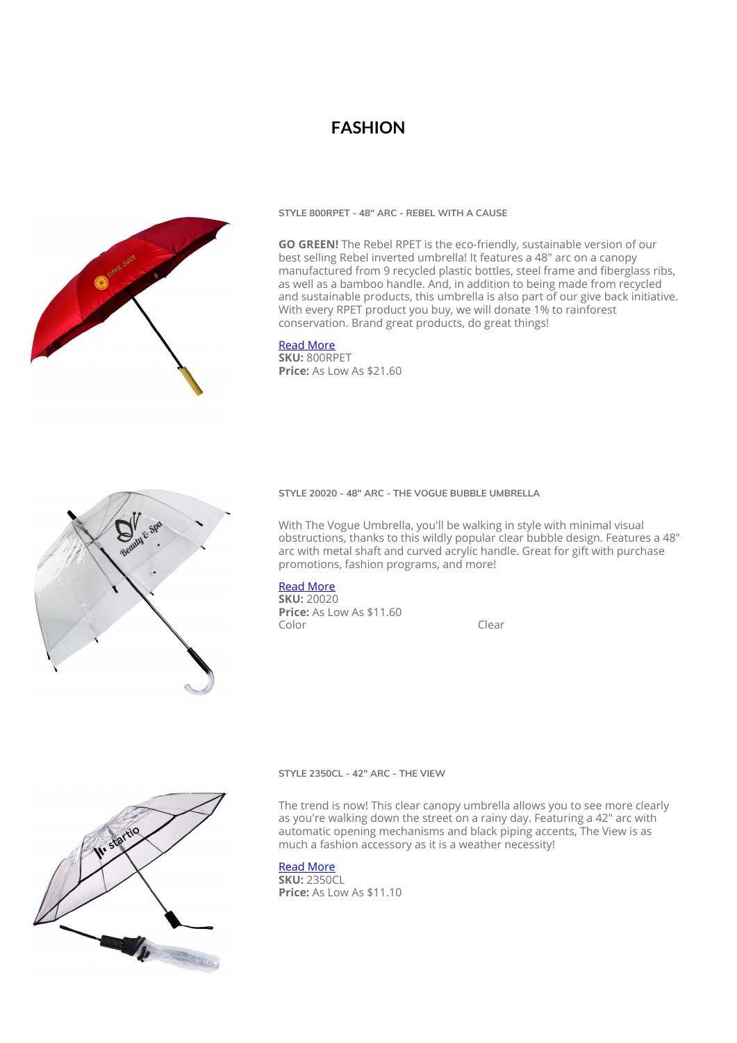# FASHION

### STYLE 800RPET - 48" ARC - REBEL WITH A CAUSE

**GO GREEN!** The Rebel RPET is the eco-friendly, sustainable version of our best selling Rebel inverted umbrella! It features a 48" arc on a canopy manufactured from 9 recycled plastic bottles, steel frame and fiberglass ribs, as well as a bamboo handle. And, in addition to being made from recycled and sustainable products, this umbrella is also part of our give back initiative. With every RPET product you buy, we will donate 1% to rainforest conservation. Brand great products, do great things!

Read More
**SKU:** 800RPET
**Price:** As Low As $21.60

### STYLE 20020 - 48" ARC - THE VOGUE BUBBLE UMBRELLA

With The Vogue Umbrella, you'll be walking in style with minimal visual obstructions, thanks to this wildly popular clear bubble design. Features a 48" arc with metal shaft and curved acrylic handle. Great for gift with purchase promotions, fashion programs, and more!

Read More
**SKU:** 20020
**Price:** As Low As $11.60

| Color | Clear |
|---|---|

### STYLE 2350CL - 42" ARC - THE VIEW

The trend is now! This clear canopy umbrella allows you to see more clearly as you're walking down the street on a rainy day. Featuring a 42" arc with automatic opening mechanisms and black piping accents, The View is as much a fashion accessory as it is a weather necessity!

Read More
**SKU:** 2350CL
**Price:** As Low As $11.10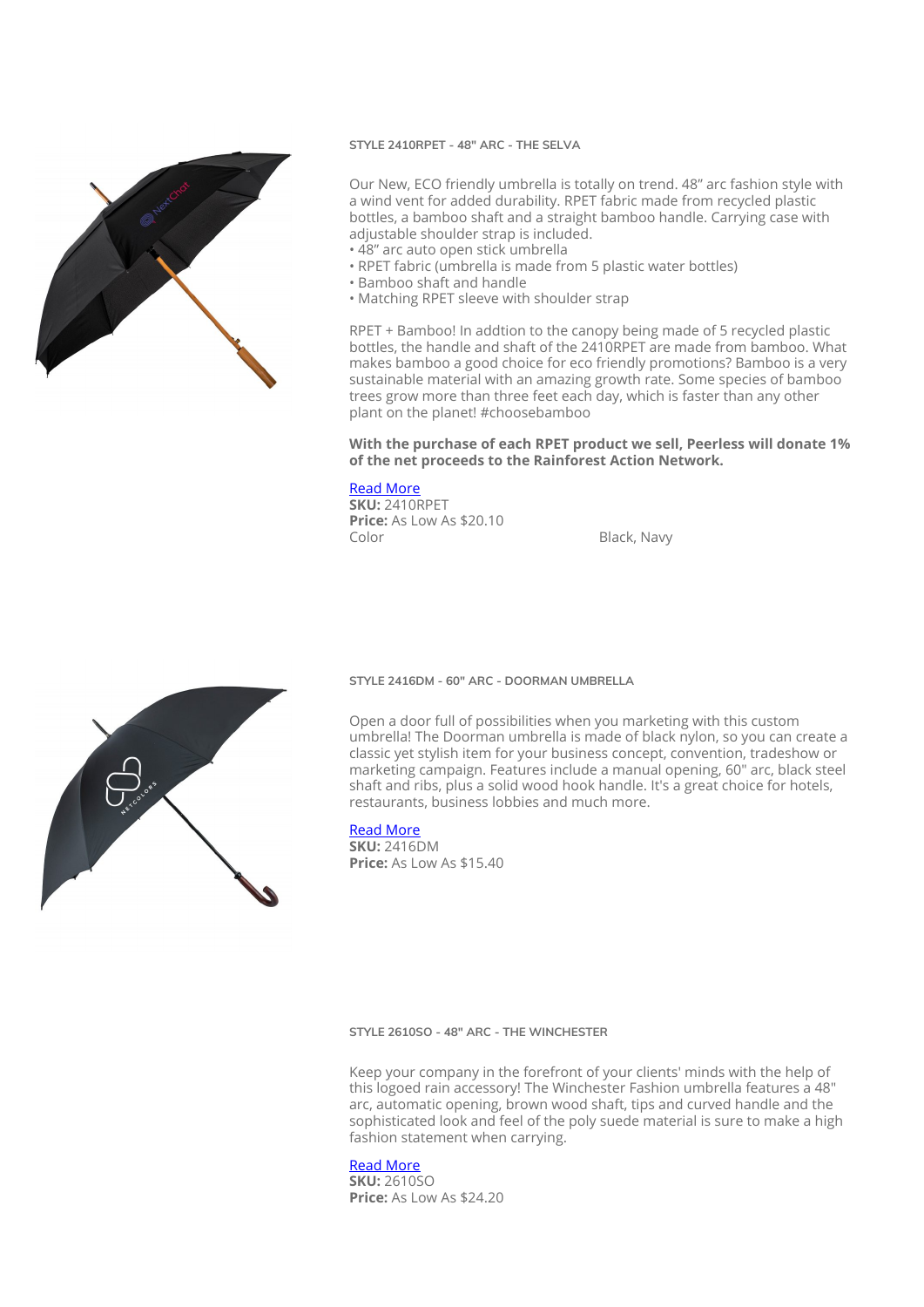### STYLE 2410RPET - 48" ARC - THE SELVA

Our New, ECO friendly umbrella is totally on trend. 48” arc fashion style with a wind vent for added durability. RPET fabric made from recycled plastic bottles, a bamboo shaft and a straight bamboo handle. Carrying case with adjustable shoulder strap is included.

- 48” arc auto open stick umbrella
- RPET fabric (umbrella is made from 5 plastic water bottles)
- Bamboo shaft and handle
- Matching RPET sleeve with shoulder strap

RPET + Bamboo! In addtion to the canopy being made of 5 recycled plastic bottles, the handle and shaft of the 2410RPET are made from bamboo. What makes bamboo a good choice for eco friendly promotions? Bamboo is a very sustainable material with an amazing growth rate. Some species of bamboo trees grow more than three feet each day, which is faster than any other plant on the planet! #choosebamboo

**With the purchase of each RPET product we sell, Peerless will donate 1% of the net proceeds to the Rainforest Action Network.**

Read More
**SKU:** 2410RPET
**Price:** As Low As $20.10
Color Black, Navy

### STYLE 2416DM - 60" ARC - DOORMAN UMBRELLA

Open a door full of possibilities when you marketing with this custom umbrella! The Doorman umbrella is made of black nylon, so you can create a classic yet stylish item for your business concept, convention, tradeshow or marketing campaign. Features include a manual opening, 60" arc, black steel shaft and ribs, plus a solid wood hook handle. It's a great choice for hotels, restaurants, business lobbies and much more.

Read More
**SKU:** 2416DM
**Price:** As Low As $15.40

### STYLE 2610SO - 48" ARC - THE WINCHESTER

Keep your company in the forefront of your clients' minds with the help of this logoed rain accessory! The Winchester Fashion umbrella features a 48" arc, automatic opening, brown wood shaft, tips and curved handle and the sophisticated look and feel of the poly suede material is sure to make a high fashion statement when carrying.

Read More
**SKU:** 2610SO
**Price:** As Low As $24.20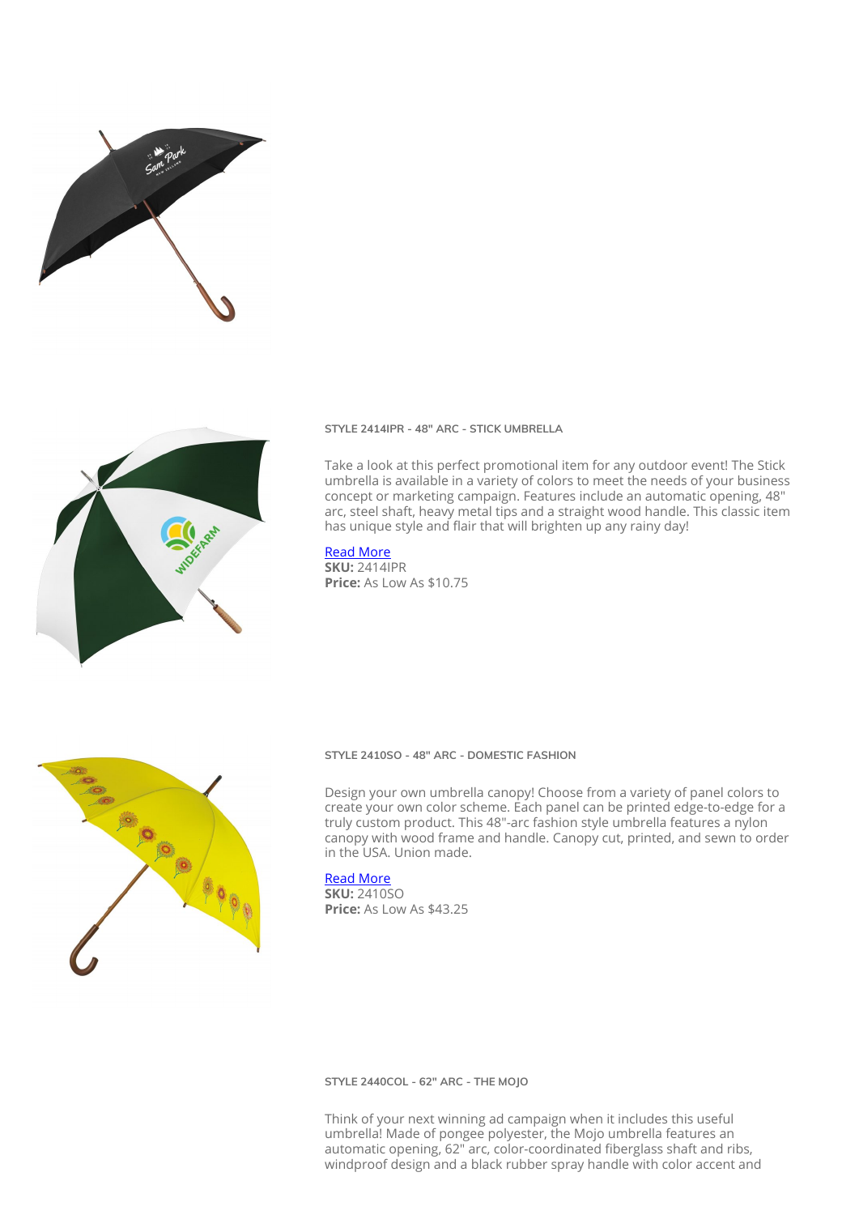#### STYLE 2414IPR - 48" ARC - STICK UMBRELLA

Take a look at this perfect promotional item for any outdoor event! The Stick umbrella is available in a variety of colors to meet the needs of your business concept or marketing campaign. Features include an automatic opening, 48" arc, steel shaft, heavy metal tips and a straight wood handle. This classic item has unique style and flair that will brighten up any rainy day!

Read More
**SKU:** 2414IPR
**Price:** As Low As $10.75

#### STYLE 2410SO - 48" ARC - DOMESTIC FASHION

Design your own umbrella canopy! Choose from a variety of panel colors to create your own color scheme. Each panel can be printed edge-to-edge for a truly custom product. This 48"-arc fashion style umbrella features a nylon canopy with wood frame and handle. Canopy cut, printed, and sewn to order in the USA. Union made.

Read More
**SKU:** 2410SO
**Price:** As Low As $43.25

#### STYLE 2440COL - 62" ARC - THE MOJO

Think of your next winning ad campaign when it includes this useful umbrella! Made of pongee polyester, the Mojo umbrella features an automatic opening, 62" arc, color-coordinated fiberglass shaft and ribs, windproof design and a black rubber spray handle with color accent and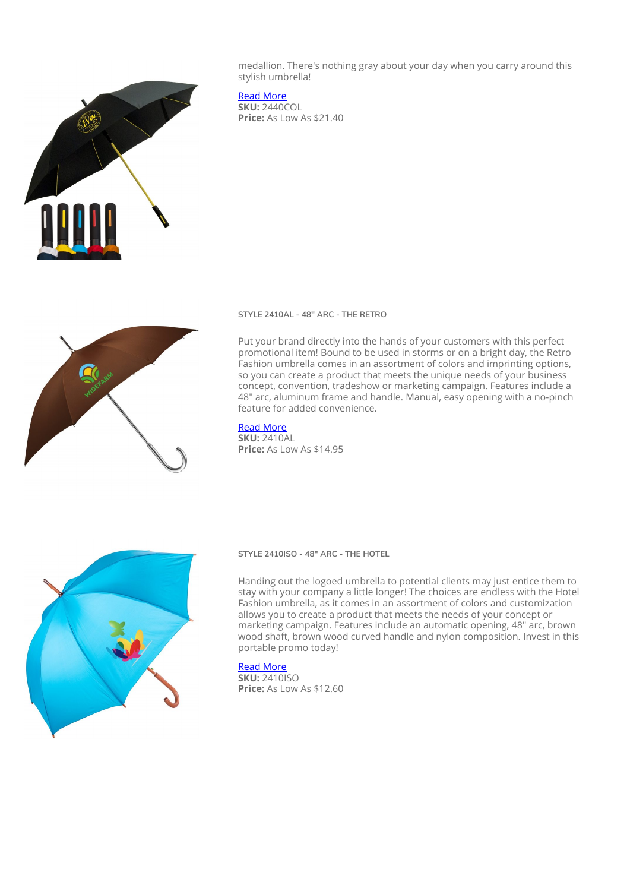medallion. There's nothing gray about your day when you carry around this stylish umbrella!

Read More
**SKU:** 2440COL
**Price:** As Low As $21.40

##### STYLE 2410AL - 48" ARC - THE RETRO

Put your brand directly into the hands of your customers with this perfect promotional item! Bound to be used in storms or on a bright day, the Retro Fashion umbrella comes in an assortment of colors and imprinting options, so you can create a product that meets the unique needs of your business concept, convention, tradeshow or marketing campaign. Features include a 48" arc, aluminum frame and handle. Manual, easy opening with a no-pinch feature for added convenience.

Read More
**SKU:** 2410AL
**Price:** As Low As $14.95

##### STYLE 2410ISO - 48" ARC - THE HOTEL

Handing out the logoed umbrella to potential clients may just entice them to stay with your company a little longer! The choices are endless with the Hotel Fashion umbrella, as it comes in an assortment of colors and customization allows you to create a product that meets the needs of your concept or marketing campaign. Features include an automatic opening, 48" arc, brown wood shaft, brown wood curved handle and nylon composition. Invest in this portable promo today!

Read More
**SKU:** 2410ISO
**Price:** As Low As $12.60